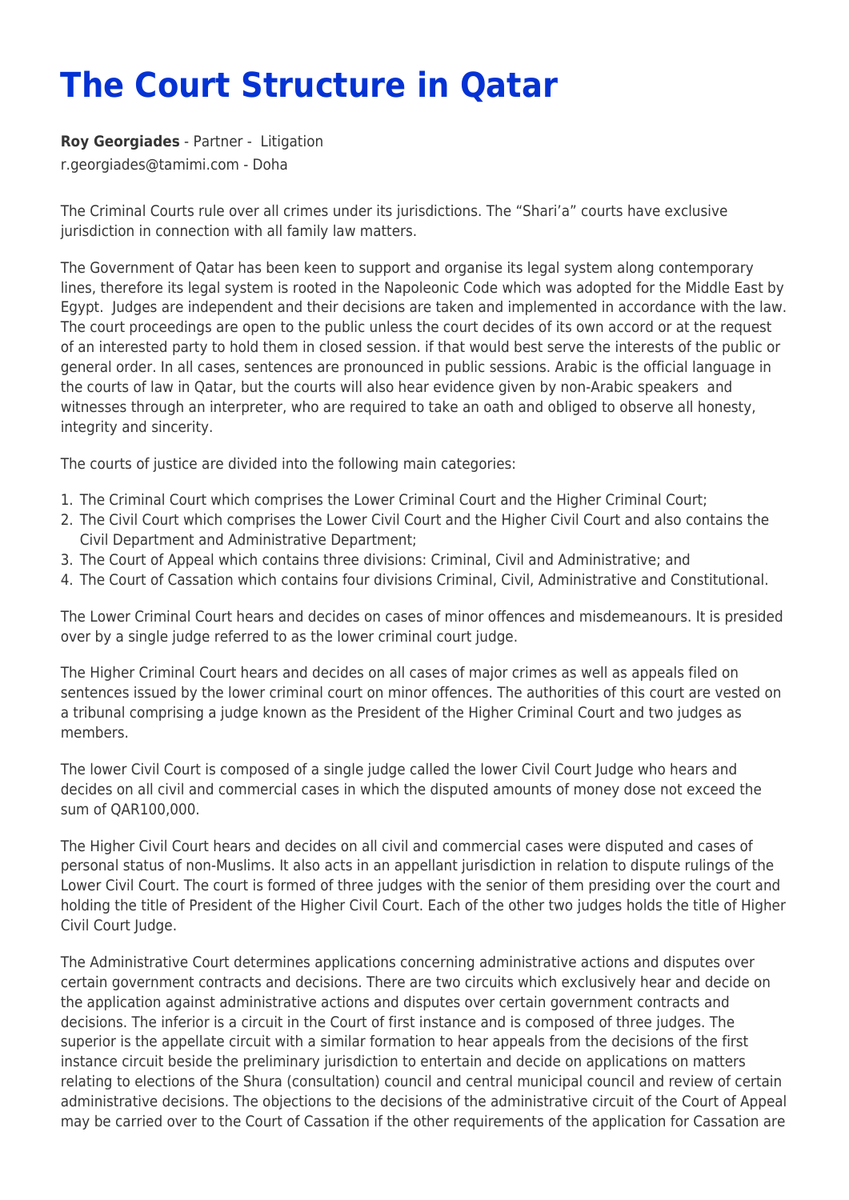# The Court Structure in Qatar

**Roy Georgiades** - Partner - Litigation

r.georgiades@tamimi.com - Doha

The Criminal Courts rule over all crimes under its jurisdictions. The "Shari'a" courts have exclusive jurisdiction in connection with all family law matters.

The Government of Qatar has been keen to support and organise its legal system along contemporary lines, therefore its legal system is rooted in the Napoleonic Code which was adopted for the Middle East by Egypt. Judges are independent and their decisions are taken and implemented in accordance with the law. The court proceedings are open to the public unless the court decides of its own accord or at the request of an interested party to hold them in closed session. if that would best serve the interests of the public or general order. In all cases, sentences are pronounced in public sessions. Arabic is the official language in the courts of law in Qatar, but the courts will also hear evidence given by non-Arabic speakers and witnesses through an interpreter, who are required to take an oath and obliged to observe all honesty, integrity and sincerity.

The courts of justice are divided into the following main categories:

1. The Criminal Court which comprises the Lower Criminal Court and the Higher Criminal Court;
2. The Civil Court which comprises the Lower Civil Court and the Higher Civil Court and also contains the Civil Department and Administrative Department;
3. The Court of Appeal which contains three divisions: Criminal, Civil and Administrative; and
4. The Court of Cassation which contains four divisions Criminal, Civil, Administrative and Constitutional.

The Lower Criminal Court hears and decides on cases of minor offences and misdemeanours. It is presided over by a single judge referred to as the lower criminal court judge.

The Higher Criminal Court hears and decides on all cases of major crimes as well as appeals filed on sentences issued by the lower criminal court on minor offences. The authorities of this court are vested on a tribunal comprising a judge known as the President of the Higher Criminal Court and two judges as members.

The lower Civil Court is composed of a single judge called the lower Civil Court Judge who hears and decides on all civil and commercial cases in which the disputed amounts of money dose not exceed the sum of QAR100,000.

The Higher Civil Court hears and decides on all civil and commercial cases were disputed and cases of personal status of non-Muslims. It also acts in an appellant jurisdiction in relation to dispute rulings of the Lower Civil Court. The court is formed of three judges with the senior of them presiding over the court and holding the title of President of the Higher Civil Court. Each of the other two judges holds the title of Higher Civil Court Judge.

The Administrative Court determines applications concerning administrative actions and disputes over certain government contracts and decisions. There are two circuits which exclusively hear and decide on the application against administrative actions and disputes over certain government contracts and decisions. The inferior is a circuit in the Court of first instance and is composed of three judges. The superior is the appellate circuit with a similar formation to hear appeals from the decisions of the first instance circuit beside the preliminary jurisdiction to entertain and decide on applications on matters relating to elections of the Shura (consultation) council and central municipal council and review of certain administrative decisions. The objections to the decisions of the administrative circuit of the Court of Appeal may be carried over to the Court of Cassation if the other requirements of the application for Cassation are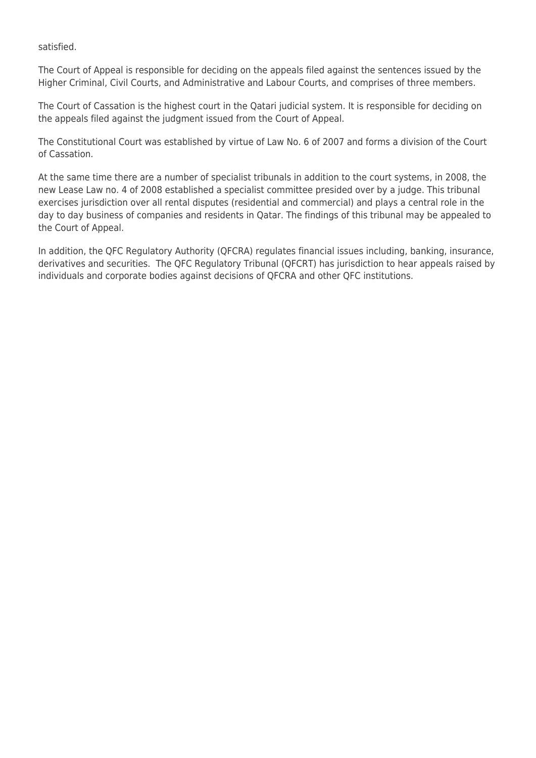satisfied.

The Court of Appeal is responsible for deciding on the appeals filed against the sentences issued by the Higher Criminal, Civil Courts, and Administrative and Labour Courts, and comprises of three members.

The Court of Cassation is the highest court in the Qatari judicial system. It is responsible for deciding on the appeals filed against the judgment issued from the Court of Appeal.

The Constitutional Court was established by virtue of Law No. 6 of 2007 and forms a division of the Court of Cassation.

At the same time there are a number of specialist tribunals in addition to the court systems, in 2008, the new Lease Law no. 4 of 2008 established a specialist committee presided over by a judge. This tribunal exercises jurisdiction over all rental disputes (residential and commercial) and plays a central role in the day to day business of companies and residents in Qatar. The findings of this tribunal may be appealed to the Court of Appeal.

In addition, the QFC Regulatory Authority (QFCRA) regulates financial issues including, banking, insurance, derivatives and securities. The QFC Regulatory Tribunal (QFCRT) has jurisdiction to hear appeals raised by individuals and corporate bodies against decisions of QFCRA and other QFC institutions.